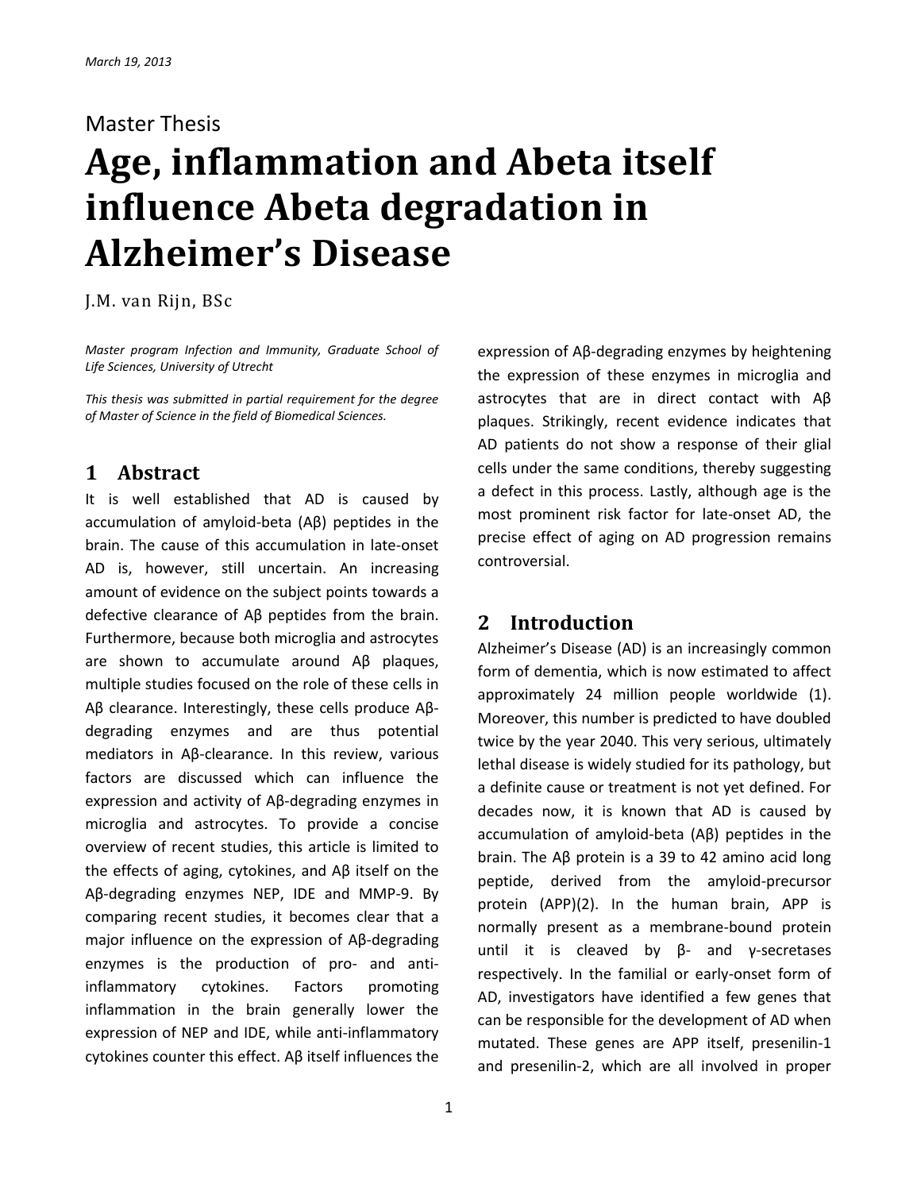*March 19, 2013*

Master Thesis

# Age, inflammation and Abeta itself influence Abeta degradation in Alzheimer's Disease

J.M. van Rijn, BSc

*Master program Infection and Immunity, Graduate School of Life Sciences, University of Utrecht*

*This thesis was submitted in partial requirement for the degree of Master of Science in the field of Biomedical Sciences.*

## 1 Abstract

It is well established that AD is caused by accumulation of amyloid-beta (Aβ) peptides in the brain. The cause of this accumulation in late-onset AD is, however, still uncertain. An increasing amount of evidence on the subject points towards a defective clearance of Aβ peptides from the brain. Furthermore, because both microglia and astrocytes are shown to accumulate around Aβ plaques, multiple studies focused on the role of these cells in Aβ clearance. Interestingly, these cells produce Aβ-degrading enzymes and are thus potential mediators in Aβ-clearance. In this review, various factors are discussed which can influence the expression and activity of Aβ-degrading enzymes in microglia and astrocytes. To provide a concise overview of recent studies, this article is limited to the effects of aging, cytokines, and Aβ itself on the Aβ-degrading enzymes NEP, IDE and MMP-9. By comparing recent studies, it becomes clear that a major influence on the expression of Aβ-degrading enzymes is the production of pro- and anti-inflammatory cytokines. Factors promoting inflammation in the brain generally lower the expression of NEP and IDE, while anti-inflammatory cytokines counter this effect. Aβ itself influences the expression of Aβ-degrading enzymes by heightening the expression of these enzymes in microglia and astrocytes that are in direct contact with Aβ plaques. Strikingly, recent evidence indicates that AD patients do not show a response of their glial cells under the same conditions, thereby suggesting a defect in this process. Lastly, although age is the most prominent risk factor for late-onset AD, the precise effect of aging on AD progression remains controversial.

## 2 Introduction

Alzheimer's Disease (AD) is an increasingly common form of dementia, which is now estimated to affect approximately 24 million people worldwide (1). Moreover, this number is predicted to have doubled twice by the year 2040. This very serious, ultimately lethal disease is widely studied for its pathology, but a definite cause or treatment is not yet defined. For decades now, it is known that AD is caused by accumulation of amyloid-beta (Aβ) peptides in the brain. The Aβ protein is a 39 to 42 amino acid long peptide, derived from the amyloid-precursor protein (APP)(2). In the human brain, APP is normally present as a membrane-bound protein until it is cleaved by β- and γ-secretases respectively. In the familial or early-onset form of AD, investigators have identified a few genes that can be responsible for the development of AD when mutated. These genes are APP itself, presenilin-1 and presenilin-2, which are all involved in proper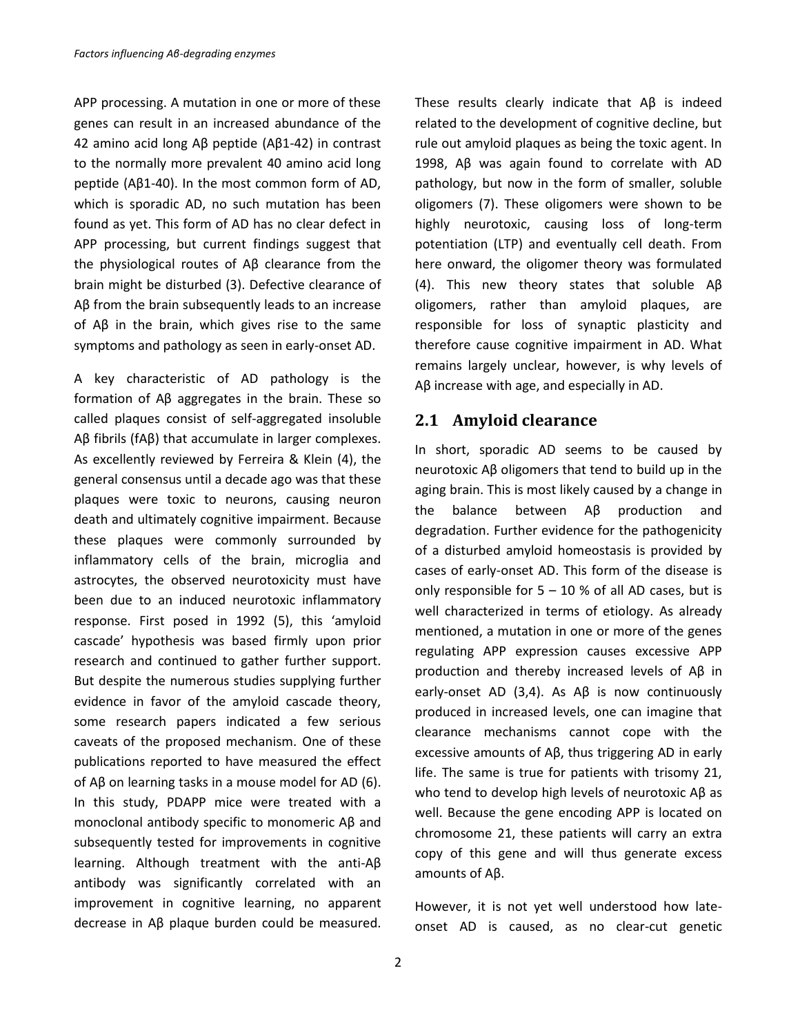APP processing. A mutation in one or more of these genes can result in an increased abundance of the 42 amino acid long Aβ peptide (Aβ1-42) in contrast to the normally more prevalent 40 amino acid long peptide (Aβ1-40). In the most common form of AD, which is sporadic AD, no such mutation has been found as yet. This form of AD has no clear defect in APP processing, but current findings suggest that the physiological routes of Aβ clearance from the brain might be disturbed (3). Defective clearance of Aβ from the brain subsequently leads to an increase of Aβ in the brain, which gives rise to the same symptoms and pathology as seen in early-onset AD.

A key characteristic of AD pathology is the formation of Aβ aggregates in the brain. These so called plaques consist of self-aggregated insoluble Aβ fibrils (fAβ) that accumulate in larger complexes. As excellently reviewed by Ferreira & Klein (4), the general consensus until a decade ago was that these plaques were toxic to neurons, causing neuron death and ultimately cognitive impairment. Because these plaques were commonly surrounded by inflammatory cells of the brain, microglia and astrocytes, the observed neurotoxicity must have been due to an induced neurotoxic inflammatory response. First posed in 1992 (5), this 'amyloid cascade' hypothesis was based firmly upon prior research and continued to gather further support. But despite the numerous studies supplying further evidence in favor of the amyloid cascade theory, some research papers indicated a few serious caveats of the proposed mechanism. One of these publications reported to have measured the effect of Aβ on learning tasks in a mouse model for AD (6). In this study, PDAPP mice were treated with a monoclonal antibody specific to monomeric Aβ and subsequently tested for improvements in cognitive learning. Although treatment with the anti-Aβ antibody was significantly correlated with an improvement in cognitive learning, no apparent decrease in Aβ plaque burden could be measured. These results clearly indicate that Aβ is indeed related to the development of cognitive decline, but rule out amyloid plaques as being the toxic agent. In 1998, Aβ was again found to correlate with AD pathology, but now in the form of smaller, soluble oligomers (7). These oligomers were shown to be highly neurotoxic, causing loss of long-term potentiation (LTP) and eventually cell death. From here onward, the oligomer theory was formulated (4). This new theory states that soluble Aβ oligomers, rather than amyloid plaques, are responsible for loss of synaptic plasticity and therefore cause cognitive impairment in AD. What remains largely unclear, however, is why levels of Aβ increase with age, and especially in AD.

## 2.1 Amyloid clearance

In short, sporadic AD seems to be caused by neurotoxic Aβ oligomers that tend to build up in the aging brain. This is most likely caused by a change in the balance between Aβ production and degradation. Further evidence for the pathogenicity of a disturbed amyloid homeostasis is provided by cases of early-onset AD. This form of the disease is only responsible for 5 – 10 % of all AD cases, but is well characterized in terms of etiology. As already mentioned, a mutation in one or more of the genes regulating APP expression causes excessive APP production and thereby increased levels of Aβ in early-onset AD (3,4). As Aβ is now continuously produced in increased levels, one can imagine that clearance mechanisms cannot cope with the excessive amounts of Aβ, thus triggering AD in early life. The same is true for patients with trisomy 21, who tend to develop high levels of neurotoxic Aβ as well. Because the gene encoding APP is located on chromosome 21, these patients will carry an extra copy of this gene and will thus generate excess amounts of Aβ.

However, it is not yet well understood how late-onset AD is caused, as no clear-cut genetic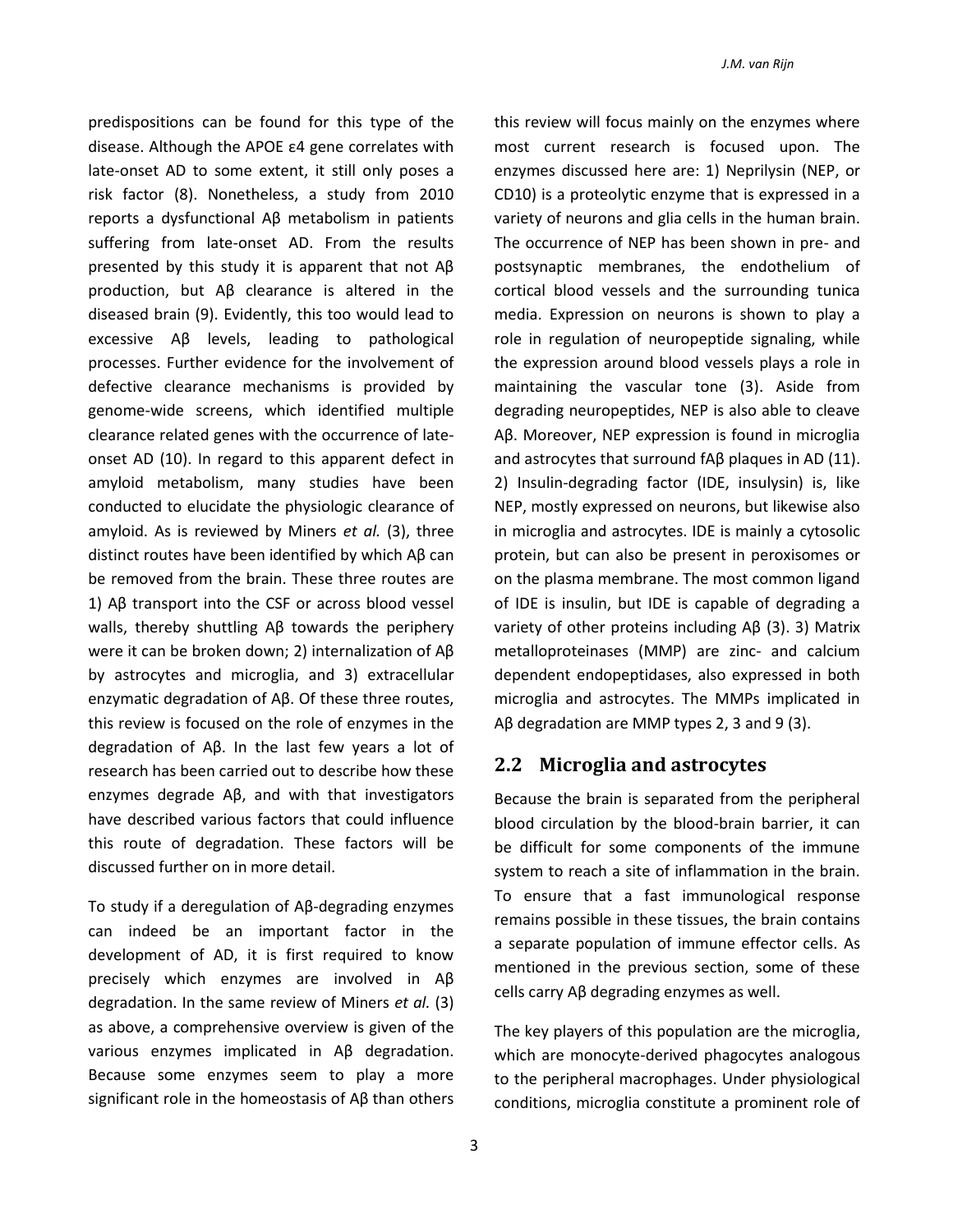predispositions can be found for this type of the disease. Although the APOE ε4 gene correlates with late-onset AD to some extent, it still only poses a risk factor (8). Nonetheless, a study from 2010 reports a dysfunctional Aβ metabolism in patients suffering from late-onset AD. From the results presented by this study it is apparent that not Aβ production, but Aβ clearance is altered in the diseased brain (9). Evidently, this too would lead to excessive Aβ levels, leading to pathological processes. Further evidence for the involvement of defective clearance mechanisms is provided by genome-wide screens, which identified multiple clearance related genes with the occurrence of late-onset AD (10). In regard to this apparent defect in amyloid metabolism, many studies have been conducted to elucidate the physiologic clearance of amyloid. As is reviewed by Miners *et al.* (3), three distinct routes have been identified by which Aβ can be removed from the brain. These three routes are 1) Aβ transport into the CSF or across blood vessel walls, thereby shuttling Aβ towards the periphery were it can be broken down; 2) internalization of Aβ by astrocytes and microglia, and 3) extracellular enzymatic degradation of Aβ. Of these three routes, this review is focused on the role of enzymes in the degradation of Aβ. In the last few years a lot of research has been carried out to describe how these enzymes degrade Aβ, and with that investigators have described various factors that could influence this route of degradation. These factors will be discussed further on in more detail.

To study if a deregulation of Aβ-degrading enzymes can indeed be an important factor in the development of AD, it is first required to know precisely which enzymes are involved in Aβ degradation. In the same review of Miners *et al.* (3) as above, a comprehensive overview is given of the various enzymes implicated in Aβ degradation. Because some enzymes seem to play a more significant role in the homeostasis of Aβ than others this review will focus mainly on the enzymes where most current research is focused upon. The enzymes discussed here are: 1) Neprilysin (NEP, or CD10) is a proteolytic enzyme that is expressed in a variety of neurons and glia cells in the human brain. The occurrence of NEP has been shown in pre- and postsynaptic membranes, the endothelium of cortical blood vessels and the surrounding tunica media. Expression on neurons is shown to play a role in regulation of neuropeptide signaling, while the expression around blood vessels plays a role in maintaining the vascular tone (3). Aside from degrading neuropeptides, NEP is also able to cleave Aβ. Moreover, NEP expression is found in microglia and astrocytes that surround fAβ plaques in AD (11). 2) Insulin-degrading factor (IDE, insulysin) is, like NEP, mostly expressed on neurons, but likewise also in microglia and astrocytes. IDE is mainly a cytosolic protein, but can also be present in peroxisomes or on the plasma membrane. The most common ligand of IDE is insulin, but IDE is capable of degrading a variety of other proteins including Aβ (3). 3) Matrix metalloproteinases (MMP) are zinc- and calcium dependent endopeptidases, also expressed in both microglia and astrocytes. The MMPs implicated in Aβ degradation are MMP types 2, 3 and 9 (3).

## 2.2 Microglia and astrocytes

Because the brain is separated from the peripheral blood circulation by the blood-brain barrier, it can be difficult for some components of the immune system to reach a site of inflammation in the brain. To ensure that a fast immunological response remains possible in these tissues, the brain contains a separate population of immune effector cells. As mentioned in the previous section, some of these cells carry Aβ degrading enzymes as well.

The key players of this population are the microglia, which are monocyte-derived phagocytes analogous to the peripheral macrophages. Under physiological conditions, microglia constitute a prominent role of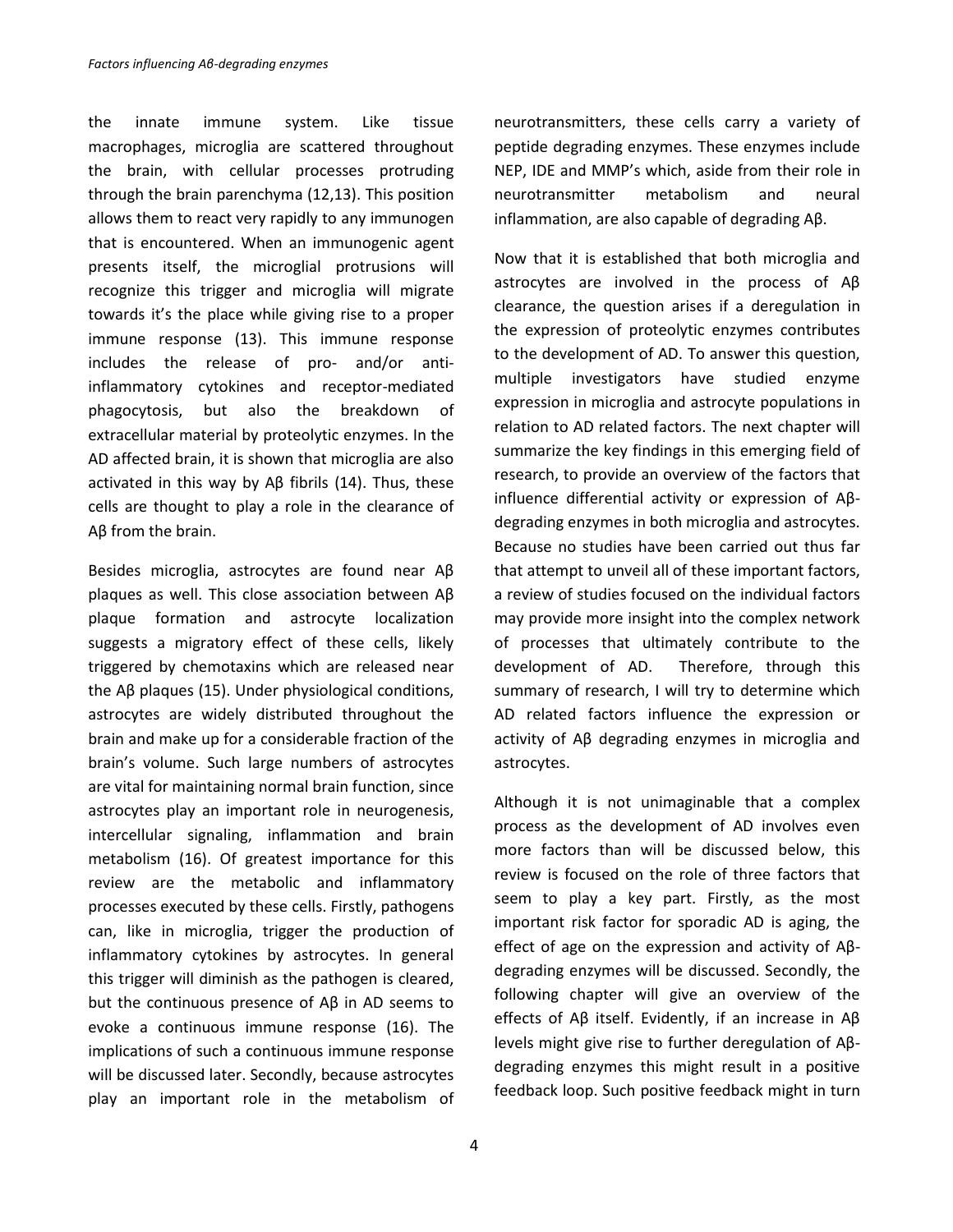the innate immune system. Like tissue macrophages, microglia are scattered throughout the brain, with cellular processes protruding through the brain parenchyma (12,13). This position allows them to react very rapidly to any immunogen that is encountered. When an immunogenic agent presents itself, the microglial protrusions will recognize this trigger and microglia will migrate towards it's the place while giving rise to a proper immune response (13). This immune response includes the release of pro- and/or anti-inflammatory cytokines and receptor-mediated phagocytosis, but also the breakdown of extracellular material by proteolytic enzymes. In the AD affected brain, it is shown that microglia are also activated in this way by Aβ fibrils (14). Thus, these cells are thought to play a role in the clearance of Aβ from the brain.

Besides microglia, astrocytes are found near Aβ plaques as well. This close association between Aβ plaque formation and astrocyte localization suggests a migratory effect of these cells, likely triggered by chemotaxins which are released near the Aβ plaques (15). Under physiological conditions, astrocytes are widely distributed throughout the brain and make up for a considerable fraction of the brain's volume. Such large numbers of astrocytes are vital for maintaining normal brain function, since astrocytes play an important role in neurogenesis, intercellular signaling, inflammation and brain metabolism (16). Of greatest importance for this review are the metabolic and inflammatory processes executed by these cells. Firstly, pathogens can, like in microglia, trigger the production of inflammatory cytokines by astrocytes. In general this trigger will diminish as the pathogen is cleared, but the continuous presence of Aβ in AD seems to evoke a continuous immune response (16). The implications of such a continuous immune response will be discussed later. Secondly, because astrocytes play an important role in the metabolism of neurotransmitters, these cells carry a variety of peptide degrading enzymes. These enzymes include NEP, IDE and MMP's which, aside from their role in neurotransmitter metabolism and neural inflammation, are also capable of degrading Aβ.

Now that it is established that both microglia and astrocytes are involved in the process of Aβ clearance, the question arises if a deregulation in the expression of proteolytic enzymes contributes to the development of AD. To answer this question, multiple investigators have studied enzyme expression in microglia and astrocyte populations in relation to AD related factors. The next chapter will summarize the key findings in this emerging field of research, to provide an overview of the factors that influence differential activity or expression of Aβ-degrading enzymes in both microglia and astrocytes. Because no studies have been carried out thus far that attempt to unveil all of these important factors, a review of studies focused on the individual factors may provide more insight into the complex network of processes that ultimately contribute to the development of AD. Therefore, through this summary of research, I will try to determine which AD related factors influence the expression or activity of Aβ degrading enzymes in microglia and astrocytes.

Although it is not unimaginable that a complex process as the development of AD involves even more factors than will be discussed below, this review is focused on the role of three factors that seem to play a key part. Firstly, as the most important risk factor for sporadic AD is aging, the effect of age on the expression and activity of Aβ-degrading enzymes will be discussed. Secondly, the following chapter will give an overview of the effects of Aβ itself. Evidently, if an increase in Aβ levels might give rise to further deregulation of Aβ-degrading enzymes this might result in a positive feedback loop. Such positive feedback might in turn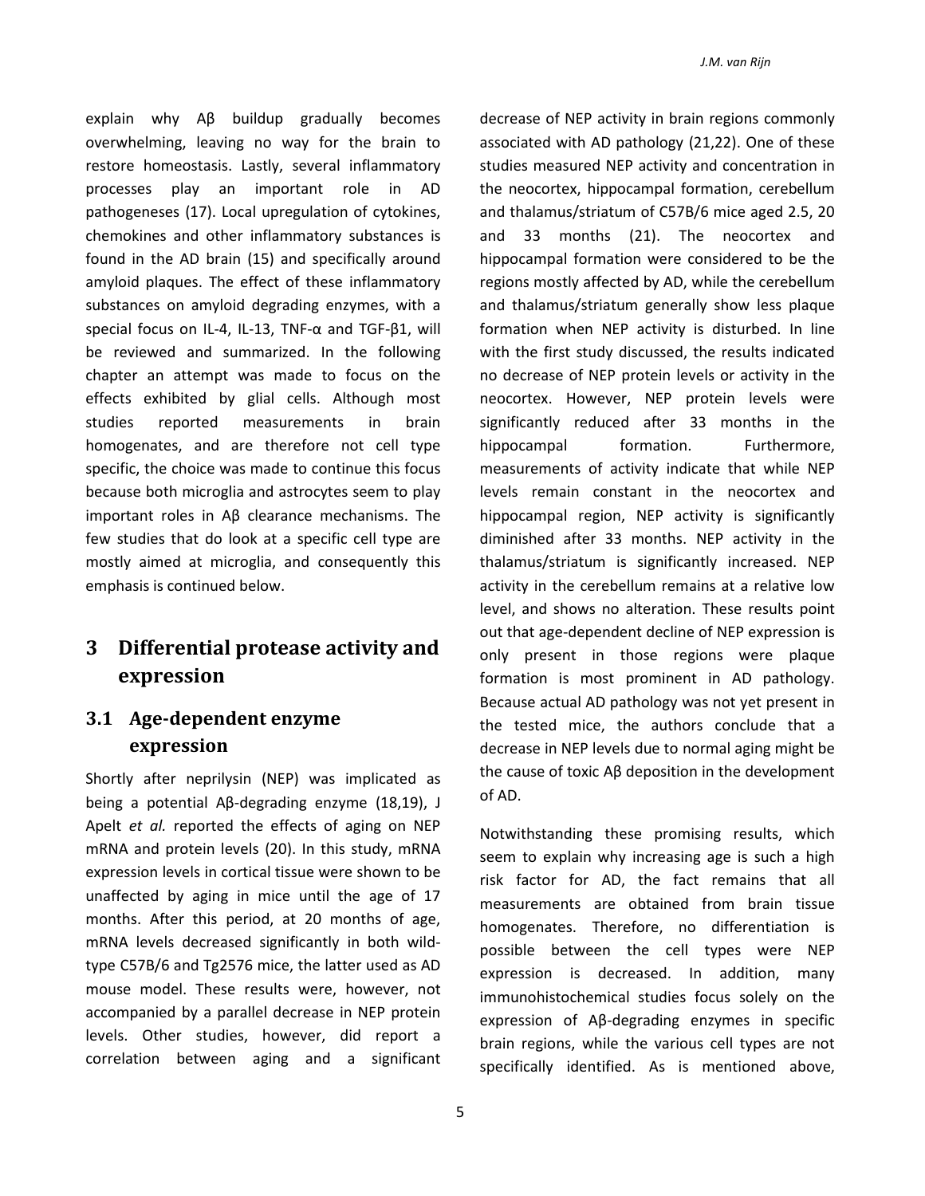explain why Aβ buildup gradually becomes overwhelming, leaving no way for the brain to restore homeostasis. Lastly, several inflammatory processes play an important role in AD pathogeneses (17). Local upregulation of cytokines, chemokines and other inflammatory substances is found in the AD brain (15) and specifically around amyloid plaques. The effect of these inflammatory substances on amyloid degrading enzymes, with a special focus on IL-4, IL-13, TNF-α and TGF-β1, will be reviewed and summarized. In the following chapter an attempt was made to focus on the effects exhibited by glial cells. Although most studies reported measurements in brain homogenates, and are therefore not cell type specific, the choice was made to continue this focus because both microglia and astrocytes seem to play important roles in Aβ clearance mechanisms. The few studies that do look at a specific cell type are mostly aimed at microglia, and consequently this emphasis is continued below.

# 3 Differential protease activity and expression

## 3.1 Age-dependent enzyme expression

Shortly after neprilysin (NEP) was implicated as being a potential Aβ-degrading enzyme (18,19), J Apelt *et al.* reported the effects of aging on NEP mRNA and protein levels (20). In this study, mRNA expression levels in cortical tissue were shown to be unaffected by aging in mice until the age of 17 months. After this period, at 20 months of age, mRNA levels decreased significantly in both wild-type C57B/6 and Tg2576 mice, the latter used as AD mouse model. These results were, however, not accompanied by a parallel decrease in NEP protein levels. Other studies, however, did report a correlation between aging and a significant decrease of NEP activity in brain regions commonly associated with AD pathology (21,22). One of these studies measured NEP activity and concentration in the neocortex, hippocampal formation, cerebellum and thalamus/striatum of C57B/6 mice aged 2.5, 20 and 33 months (21). The neocortex and hippocampal formation were considered to be the regions mostly affected by AD, while the cerebellum and thalamus/striatum generally show less plaque formation when NEP activity is disturbed. In line with the first study discussed, the results indicated no decrease of NEP protein levels or activity in the neocortex. However, NEP protein levels were significantly reduced after 33 months in the hippocampal formation. Furthermore, measurements of activity indicate that while NEP levels remain constant in the neocortex and hippocampal region, NEP activity is significantly diminished after 33 months. NEP activity in the thalamus/striatum is significantly increased. NEP activity in the cerebellum remains at a relative low level, and shows no alteration. These results point out that age-dependent decline of NEP expression is only present in those regions were plaque formation is most prominent in AD pathology. Because actual AD pathology was not yet present in the tested mice, the authors conclude that a decrease in NEP levels due to normal aging might be the cause of toxic Aβ deposition in the development of AD.

Notwithstanding these promising results, which seem to explain why increasing age is such a high risk factor for AD, the fact remains that all measurements are obtained from brain tissue homogenates. Therefore, no differentiation is possible between the cell types were NEP expression is decreased. In addition, many immunohistochemical studies focus solely on the expression of Aβ-degrading enzymes in specific brain regions, while the various cell types are not specifically identified. As is mentioned above,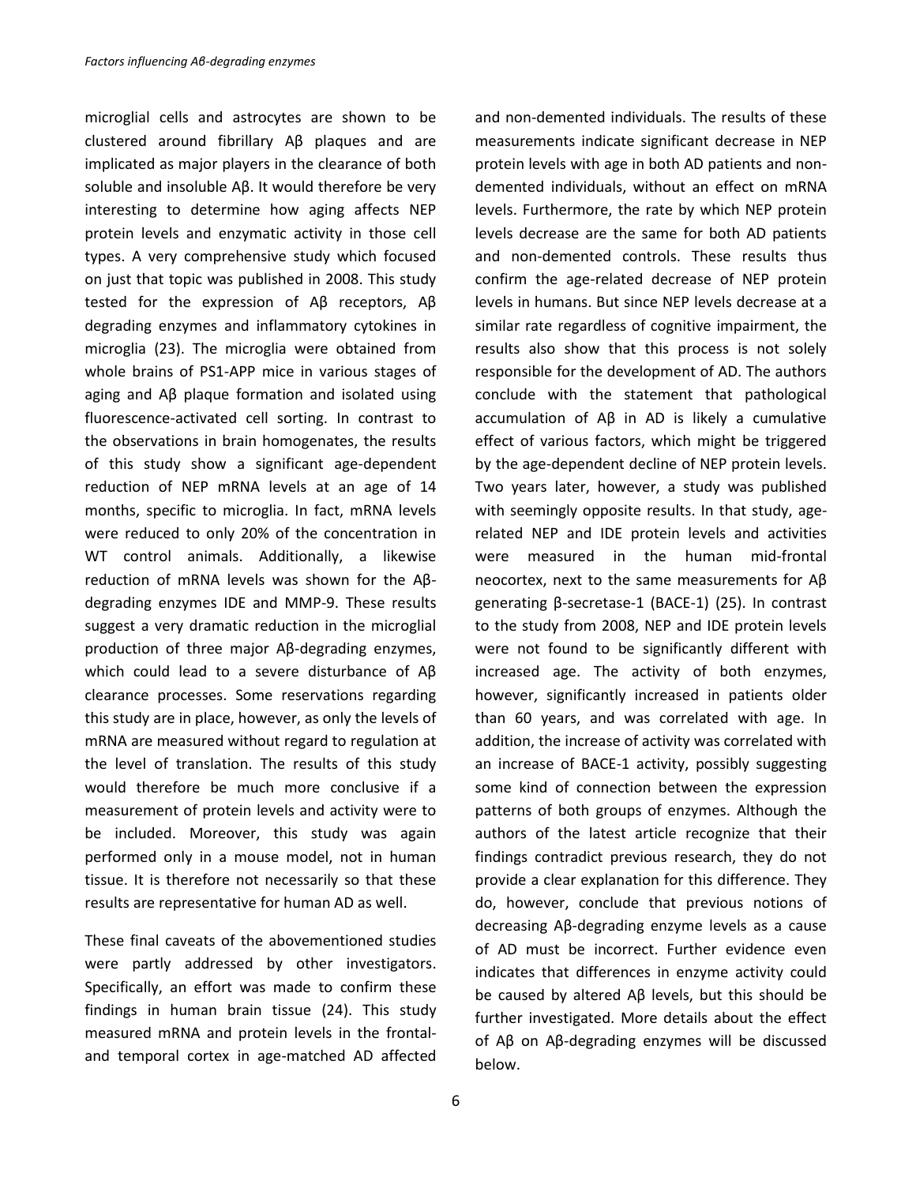microglial cells and astrocytes are shown to be clustered around fibrillary Aβ plaques and are implicated as major players in the clearance of both soluble and insoluble Aβ. It would therefore be very interesting to determine how aging affects NEP protein levels and enzymatic activity in those cell types. A very comprehensive study which focused on just that topic was published in 2008. This study tested for the expression of Aβ receptors, Aβ degrading enzymes and inflammatory cytokines in microglia (23). The microglia were obtained from whole brains of PS1-APP mice in various stages of aging and Aβ plaque formation and isolated using fluorescence-activated cell sorting. In contrast to the observations in brain homogenates, the results of this study show a significant age-dependent reduction of NEP mRNA levels at an age of 14 months, specific to microglia. In fact, mRNA levels were reduced to only 20% of the concentration in WT control animals. Additionally, a likewise reduction of mRNA levels was shown for the Aβ-degrading enzymes IDE and MMP-9. These results suggest a very dramatic reduction in the microglial production of three major Aβ-degrading enzymes, which could lead to a severe disturbance of Aβ clearance processes. Some reservations regarding this study are in place, however, as only the levels of mRNA are measured without regard to regulation at the level of translation. The results of this study would therefore be much more conclusive if a measurement of protein levels and activity were to be included. Moreover, this study was again performed only in a mouse model, not in human tissue. It is therefore not necessarily so that these results are representative for human AD as well.

These final caveats of the abovementioned studies were partly addressed by other investigators. Specifically, an effort was made to confirm these findings in human brain tissue (24). This study measured mRNA and protein levels in the frontal- and temporal cortex in age-matched AD affected and non-demented individuals. The results of these measurements indicate significant decrease in NEP protein levels with age in both AD patients and non-demented individuals, without an effect on mRNA levels. Furthermore, the rate by which NEP protein levels decrease are the same for both AD patients and non-demented controls. These results thus confirm the age-related decrease of NEP protein levels in humans. But since NEP levels decrease at a similar rate regardless of cognitive impairment, the results also show that this process is not solely responsible for the development of AD. The authors conclude with the statement that pathological accumulation of Aβ in AD is likely a cumulative effect of various factors, which might be triggered by the age-dependent decline of NEP protein levels. Two years later, however, a study was published with seemingly opposite results. In that study, age-related NEP and IDE protein levels and activities were measured in the human mid-frontal neocortex, next to the same measurements for Aβ generating β-secretase-1 (BACE-1) (25). In contrast to the study from 2008, NEP and IDE protein levels were not found to be significantly different with increased age. The activity of both enzymes, however, significantly increased in patients older than 60 years, and was correlated with age. In addition, the increase of activity was correlated with an increase of BACE-1 activity, possibly suggesting some kind of connection between the expression patterns of both groups of enzymes. Although the authors of the latest article recognize that their findings contradict previous research, they do not provide a clear explanation for this difference. They do, however, conclude that previous notions of decreasing Aβ-degrading enzyme levels as a cause of AD must be incorrect. Further evidence even indicates that differences in enzyme activity could be caused by altered Aβ levels, but this should be further investigated. More details about the effect of Aβ on Aβ-degrading enzymes will be discussed below.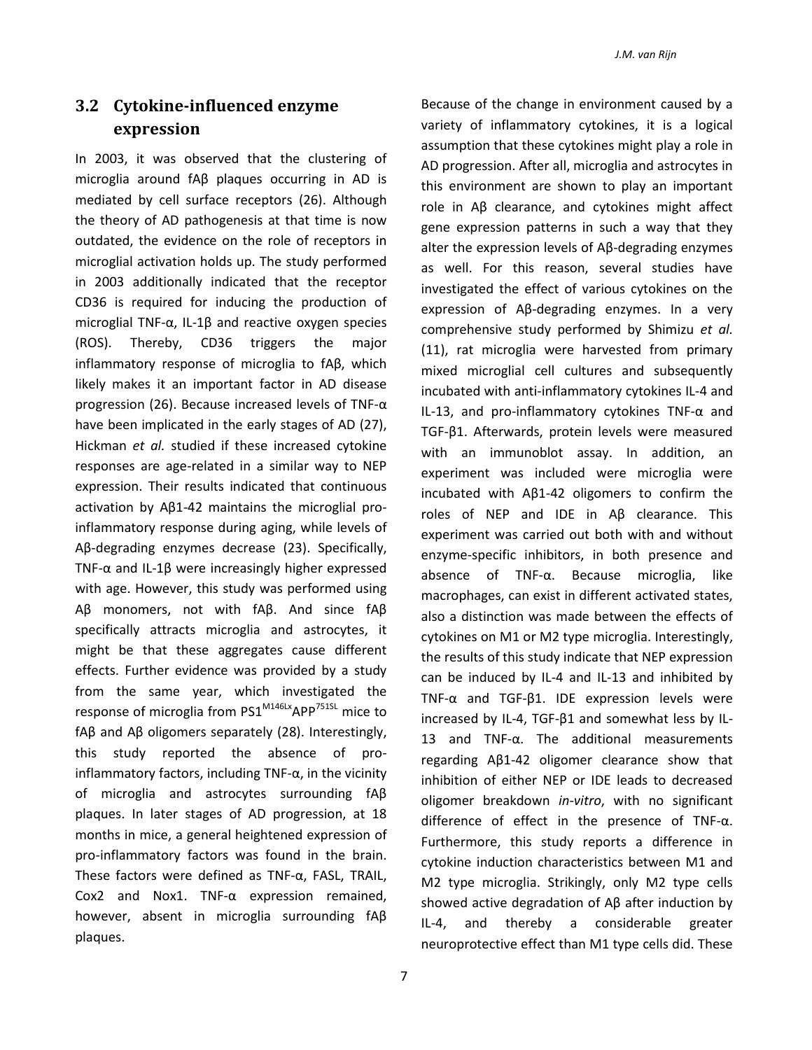## 3.2 Cytokine-influenced enzyme expression

In 2003, it was observed that the clustering of microglia around fAβ plaques occurring in AD is mediated by cell surface receptors (26). Although the theory of AD pathogenesis at that time is now outdated, the evidence on the role of receptors in microglial activation holds up. The study performed in 2003 additionally indicated that the receptor CD36 is required for inducing the production of microglial TNF-α, IL-1β and reactive oxygen species (ROS). Thereby, CD36 triggers the major inflammatory response of microglia to fAβ, which likely makes it an important factor in AD disease progression (26). Because increased levels of TNF-α have been implicated in the early stages of AD (27), Hickman *et al.* studied if these increased cytokine responses are age-related in a similar way to NEP expression. Their results indicated that continuous activation by Aβ1-42 maintains the microglial pro-inflammatory response during aging, while levels of Aβ-degrading enzymes decrease (23). Specifically, TNF-α and IL-1β were increasingly higher expressed with age. However, this study was performed using Aβ monomers, not with fAβ. And since fAβ specifically attracts microglia and astrocytes, it might be that these aggregates cause different effects. Further evidence was provided by a study from the same year, which investigated the response of microglia from $PS1^{M146Lx}APP^{751SL}$ mice to fAβ and Aβ oligomers separately (28). Interestingly, this study reported the absence of pro-inflammatory factors, including TNF-α, in the vicinity of microglia and astrocytes surrounding fAβ plaques. In later stages of AD progression, at 18 months in mice, a general heightened expression of pro-inflammatory factors was found in the brain. These factors were defined as TNF-α, FASL, TRAIL, Cox2 and Nox1. TNF-α expression remained, however, absent in microglia surrounding fAβ plaques.

Because of the change in environment caused by a variety of inflammatory cytokines, it is a logical assumption that these cytokines might play a role in AD progression. After all, microglia and astrocytes in this environment are shown to play an important role in Aβ clearance, and cytokines might affect gene expression patterns in such a way that they alter the expression levels of Aβ-degrading enzymes as well. For this reason, several studies have investigated the effect of various cytokines on the expression of Aβ-degrading enzymes. In a very comprehensive study performed by Shimizu *et al.* (11), rat microglia were harvested from primary mixed microglial cell cultures and subsequently incubated with anti-inflammatory cytokines IL-4 and IL-13, and pro-inflammatory cytokines TNF-α and TGF-β1. Afterwards, protein levels were measured with an immunoblot assay. In addition, an experiment was included were microglia were incubated with Aβ1-42 oligomers to confirm the roles of NEP and IDE in Aβ clearance. This experiment was carried out both with and without enzyme-specific inhibitors, in both presence and absence of TNF-α. Because microglia, like macrophages, can exist in different activated states, also a distinction was made between the effects of cytokines on M1 or M2 type microglia. Interestingly, the results of this study indicate that NEP expression can be induced by IL-4 and IL-13 and inhibited by TNF-α and TGF-β1. IDE expression levels were increased by IL-4, TGF-β1 and somewhat less by IL-13 and TNF-α. The additional measurements regarding Aβ1-42 oligomer clearance show that inhibition of either NEP or IDE leads to decreased oligomer breakdown *in-vitro*, with no significant difference of effect in the presence of TNF-α. Furthermore, this study reports a difference in cytokine induction characteristics between M1 and M2 type microglia. Strikingly, only M2 type cells showed active degradation of Aβ after induction by IL-4, and thereby a considerable greater neuroprotective effect than M1 type cells did. These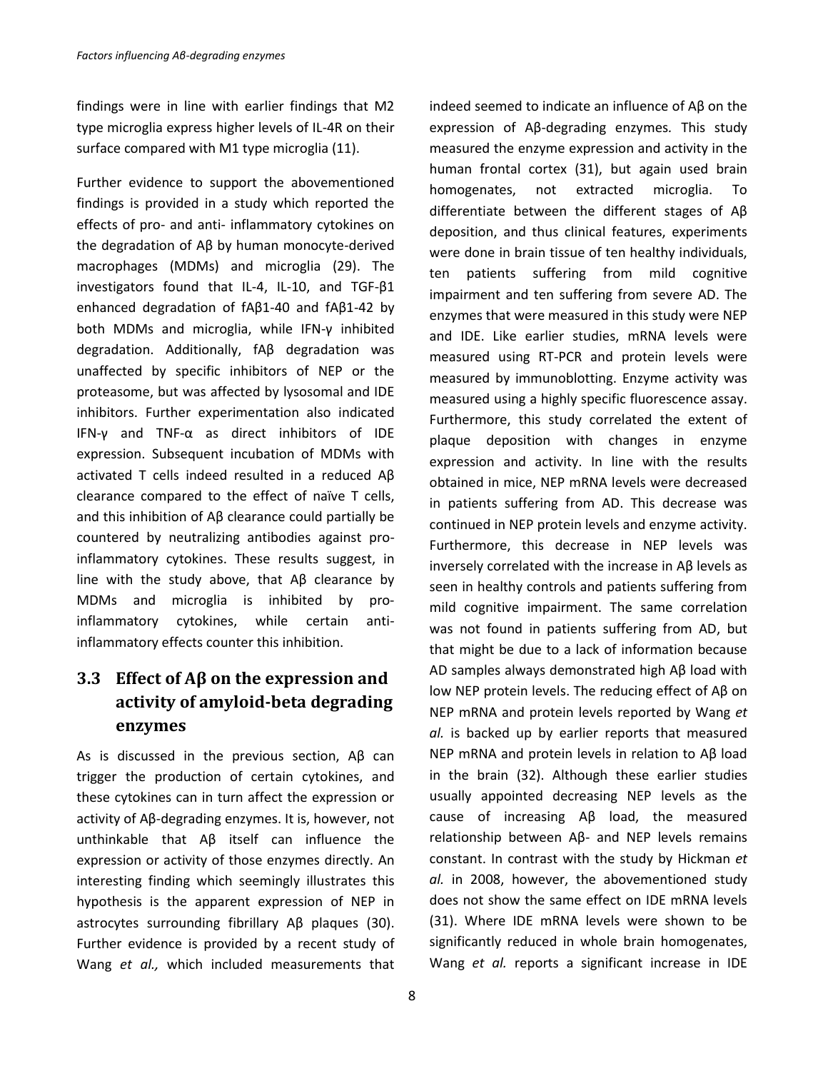findings were in line with earlier findings that M2 type microglia express higher levels of IL-4R on their surface compared with M1 type microglia (11).

Further evidence to support the abovementioned findings is provided in a study which reported the effects of pro- and anti- inflammatory cytokines on the degradation of Aβ by human monocyte-derived macrophages (MDMs) and microglia (29). The investigators found that IL-4, IL-10, and TGF-β1 enhanced degradation of fAβ1-40 and fAβ1-42 by both MDMs and microglia, while IFN-γ inhibited degradation. Additionally, fAβ degradation was unaffected by specific inhibitors of NEP or the proteasome, but was affected by lysosomal and IDE inhibitors. Further experimentation also indicated IFN-γ and TNF-α as direct inhibitors of IDE expression. Subsequent incubation of MDMs with activated T cells indeed resulted in a reduced Aβ clearance compared to the effect of naïve T cells, and this inhibition of Aβ clearance could partially be countered by neutralizing antibodies against pro-inflammatory cytokines. These results suggest, in line with the study above, that Aβ clearance by MDMs and microglia is inhibited by pro-inflammatory cytokines, while certain anti-inflammatory effects counter this inhibition.

## 3.3 Effect of Aβ on the expression and activity of amyloid-beta degrading enzymes

As is discussed in the previous section, Aβ can trigger the production of certain cytokines, and these cytokines can in turn affect the expression or activity of Aβ-degrading enzymes. It is, however, not unthinkable that Aβ itself can influence the expression or activity of those enzymes directly. An interesting finding which seemingly illustrates this hypothesis is the apparent expression of NEP in astrocytes surrounding fibrillary Aβ plaques (30). Further evidence is provided by a recent study of Wang *et al.,* which included measurements that indeed seemed to indicate an influence of Aβ on the expression of Aβ-degrading enzymes. This study measured the enzyme expression and activity in the human frontal cortex (31), but again used brain homogenates, not extracted microglia. To differentiate between the different stages of Aβ deposition, and thus clinical features, experiments were done in brain tissue of ten healthy individuals, ten patients suffering from mild cognitive impairment and ten suffering from severe AD. The enzymes that were measured in this study were NEP and IDE. Like earlier studies, mRNA levels were measured using RT-PCR and protein levels were measured by immunoblotting. Enzyme activity was measured using a highly specific fluorescence assay. Furthermore, this study correlated the extent of plaque deposition with changes in enzyme expression and activity. In line with the results obtained in mice, NEP mRNA levels were decreased in patients suffering from AD. This decrease was continued in NEP protein levels and enzyme activity. Furthermore, this decrease in NEP levels was inversely correlated with the increase in Aβ levels as seen in healthy controls and patients suffering from mild cognitive impairment. The same correlation was not found in patients suffering from AD, but that might be due to a lack of information because AD samples always demonstrated high Aβ load with low NEP protein levels. The reducing effect of Aβ on NEP mRNA and protein levels reported by Wang *et al.* is backed up by earlier reports that measured NEP mRNA and protein levels in relation to Aβ load in the brain (32). Although these earlier studies usually appointed decreasing NEP levels as the cause of increasing Aβ load, the measured relationship between Aβ- and NEP levels remains constant. In contrast with the study by Hickman *et al.* in 2008, however, the abovementioned study does not show the same effect on IDE mRNA levels (31). Where IDE mRNA levels were shown to be significantly reduced in whole brain homogenates, Wang *et al.* reports a significant increase in IDE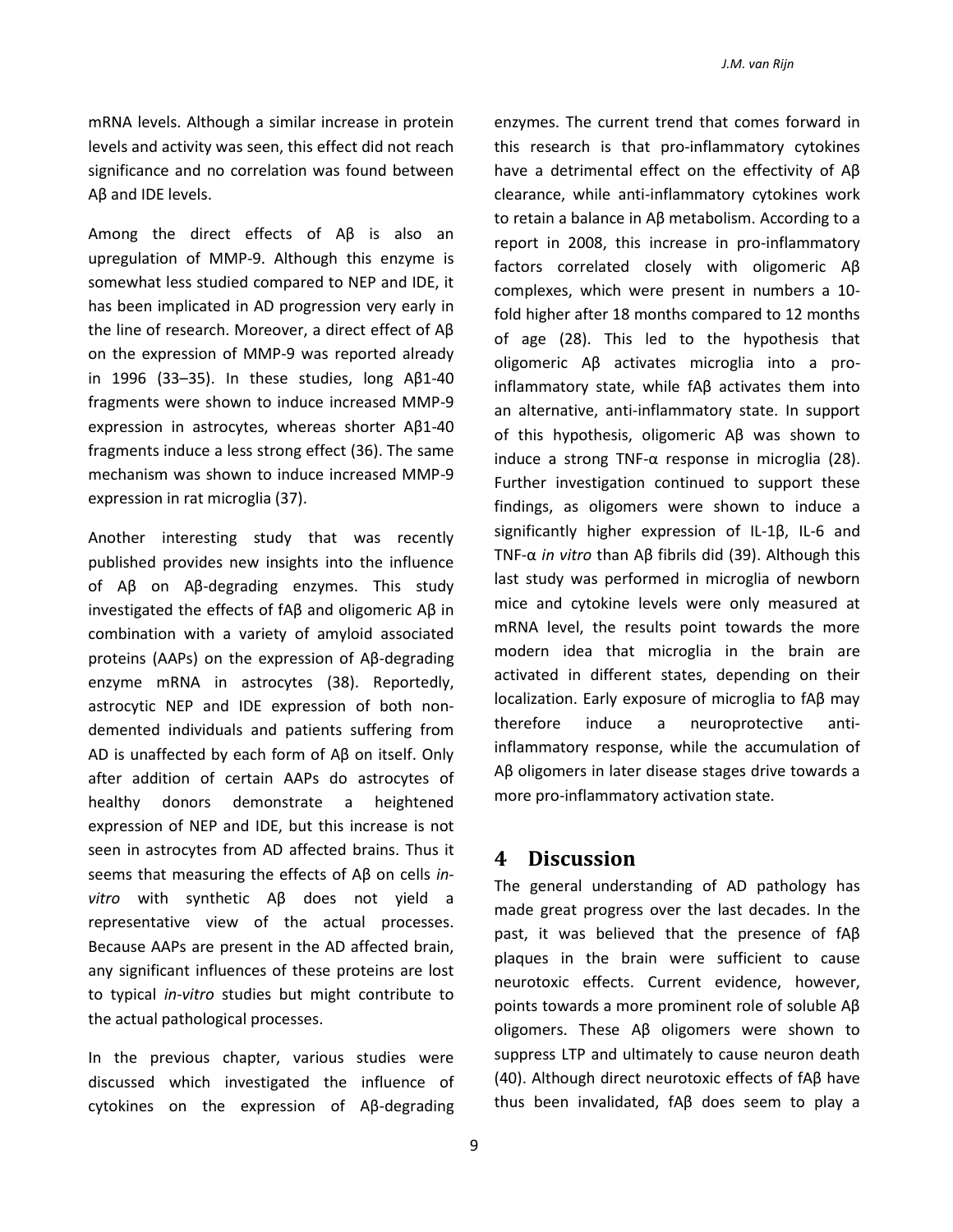mRNA levels. Although a similar increase in protein levels and activity was seen, this effect did not reach significance and no correlation was found between Aβ and IDE levels.

Among the direct effects of Aβ is also an upregulation of MMP-9. Although this enzyme is somewhat less studied compared to NEP and IDE, it has been implicated in AD progression very early in the line of research. Moreover, a direct effect of Aβ on the expression of MMP-9 was reported already in 1996 (33–35). In these studies, long Aβ1-40 fragments were shown to induce increased MMP-9 expression in astrocytes, whereas shorter Aβ1-40 fragments induce a less strong effect (36). The same mechanism was shown to induce increased MMP-9 expression in rat microglia (37).

Another interesting study that was recently published provides new insights into the influence of Aβ on Aβ-degrading enzymes. This study investigated the effects of fAβ and oligomeric Aβ in combination with a variety of amyloid associated proteins (AAPs) on the expression of Aβ-degrading enzyme mRNA in astrocytes (38). Reportedly, astrocytic NEP and IDE expression of both non-demented individuals and patients suffering from AD is unaffected by each form of Aβ on itself. Only after addition of certain AAPs do astrocytes of healthy donors demonstrate a heightened expression of NEP and IDE, but this increase is not seen in astrocytes from AD affected brains. Thus it seems that measuring the effects of Aβ on cells *in-vitro* with synthetic Aβ does not yield a representative view of the actual processes. Because AAPs are present in the AD affected brain, any significant influences of these proteins are lost to typical *in-vitro* studies but might contribute to the actual pathological processes.

In the previous chapter, various studies were discussed which investigated the influence of cytokines on the expression of Aβ-degrading enzymes. The current trend that comes forward in this research is that pro-inflammatory cytokines have a detrimental effect on the effectivity of Aβ clearance, while anti-inflammatory cytokines work to retain a balance in Aβ metabolism. According to a report in 2008, this increase in pro-inflammatory factors correlated closely with oligomeric Aβ complexes, which were present in numbers a 10-fold higher after 18 months compared to 12 months of age (28). This led to the hypothesis that oligomeric Aβ activates microglia into a pro-inflammatory state, while fAβ activates them into an alternative, anti-inflammatory state. In support of this hypothesis, oligomeric Aβ was shown to induce a strong TNF-α response in microglia (28). Further investigation continued to support these findings, as oligomers were shown to induce a significantly higher expression of IL-1β, IL-6 and TNF-α *in vitro* than Aβ fibrils did (39). Although this last study was performed in microglia of newborn mice and cytokine levels were only measured at mRNA level, the results point towards the more modern idea that microglia in the brain are activated in different states, depending on their localization. Early exposure of microglia to fAβ may therefore induce a neuroprotective anti-inflammatory response, while the accumulation of Aβ oligomers in later disease stages drive towards a more pro-inflammatory activation state.

# 4 Discussion

The general understanding of AD pathology has made great progress over the last decades. In the past, it was believed that the presence of fAβ plaques in the brain were sufficient to cause neurotoxic effects. Current evidence, however, points towards a more prominent role of soluble Aβ oligomers. These Aβ oligomers were shown to suppress LTP and ultimately to cause neuron death (40). Although direct neurotoxic effects of fAβ have thus been invalidated, fAβ does seem to play a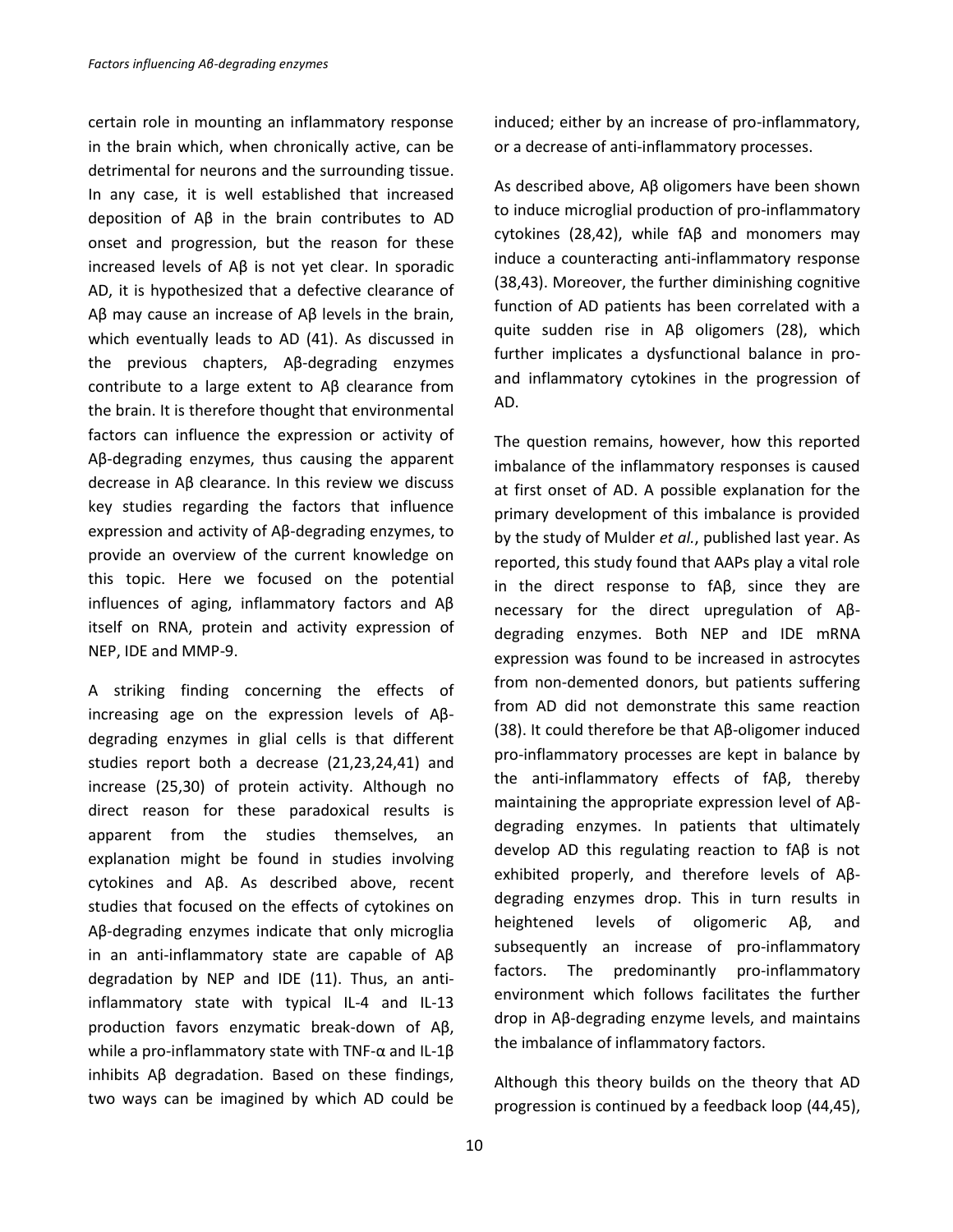certain role in mounting an inflammatory response in the brain which, when chronically active, can be detrimental for neurons and the surrounding tissue. In any case, it is well established that increased deposition of Aβ in the brain contributes to AD onset and progression, but the reason for these increased levels of Aβ is not yet clear. In sporadic AD, it is hypothesized that a defective clearance of Aβ may cause an increase of Aβ levels in the brain, which eventually leads to AD (41). As discussed in the previous chapters, Aβ-degrading enzymes contribute to a large extent to Aβ clearance from the brain. It is therefore thought that environmental factors can influence the expression or activity of Aβ-degrading enzymes, thus causing the apparent decrease in Aβ clearance. In this review we discuss key studies regarding the factors that influence expression and activity of Aβ-degrading enzymes, to provide an overview of the current knowledge on this topic. Here we focused on the potential influences of aging, inflammatory factors and Aβ itself on RNA, protein and activity expression of NEP, IDE and MMP-9.

A striking finding concerning the effects of increasing age on the expression levels of Aβ-degrading enzymes in glial cells is that different studies report both a decrease (21,23,24,41) and increase (25,30) of protein activity. Although no direct reason for these paradoxical results is apparent from the studies themselves, an explanation might be found in studies involving cytokines and Aβ. As described above, recent studies that focused on the effects of cytokines on Aβ-degrading enzymes indicate that only microglia in an anti-inflammatory state are capable of Aβ degradation by NEP and IDE (11). Thus, an anti-inflammatory state with typical IL-4 and IL-13 production favors enzymatic break-down of Aβ, while a pro-inflammatory state with TNF-α and IL-1β inhibits Aβ degradation. Based on these findings, two ways can be imagined by which AD could be induced; either by an increase of pro-inflammatory, or a decrease of anti-inflammatory processes.

As described above, Aβ oligomers have been shown to induce microglial production of pro-inflammatory cytokines (28,42), while fAβ and monomers may induce a counteracting anti-inflammatory response (38,43). Moreover, the further diminishing cognitive function of AD patients has been correlated with a quite sudden rise in Aβ oligomers (28), which further implicates a dysfunctional balance in pro- and inflammatory cytokines in the progression of AD.

The question remains, however, how this reported imbalance of the inflammatory responses is caused at first onset of AD. A possible explanation for the primary development of this imbalance is provided by the study of Mulder *et al.*, published last year. As reported, this study found that AAPs play a vital role in the direct response to fAβ, since they are necessary for the direct upregulation of Aβ-degrading enzymes. Both NEP and IDE mRNA expression was found to be increased in astrocytes from non-demented donors, but patients suffering from AD did not demonstrate this same reaction (38). It could therefore be that Aβ-oligomer induced pro-inflammatory processes are kept in balance by the anti-inflammatory effects of fAβ, thereby maintaining the appropriate expression level of Aβ-degrading enzymes. In patients that ultimately develop AD this regulating reaction to fAβ is not exhibited properly, and therefore levels of Aβ-degrading enzymes drop. This in turn results in heightened levels of oligomeric Aβ, and subsequently an increase of pro-inflammatory factors. The predominantly pro-inflammatory environment which follows facilitates the further drop in Aβ-degrading enzyme levels, and maintains the imbalance of inflammatory factors.

Although this theory builds on the theory that AD progression is continued by a feedback loop (44,45),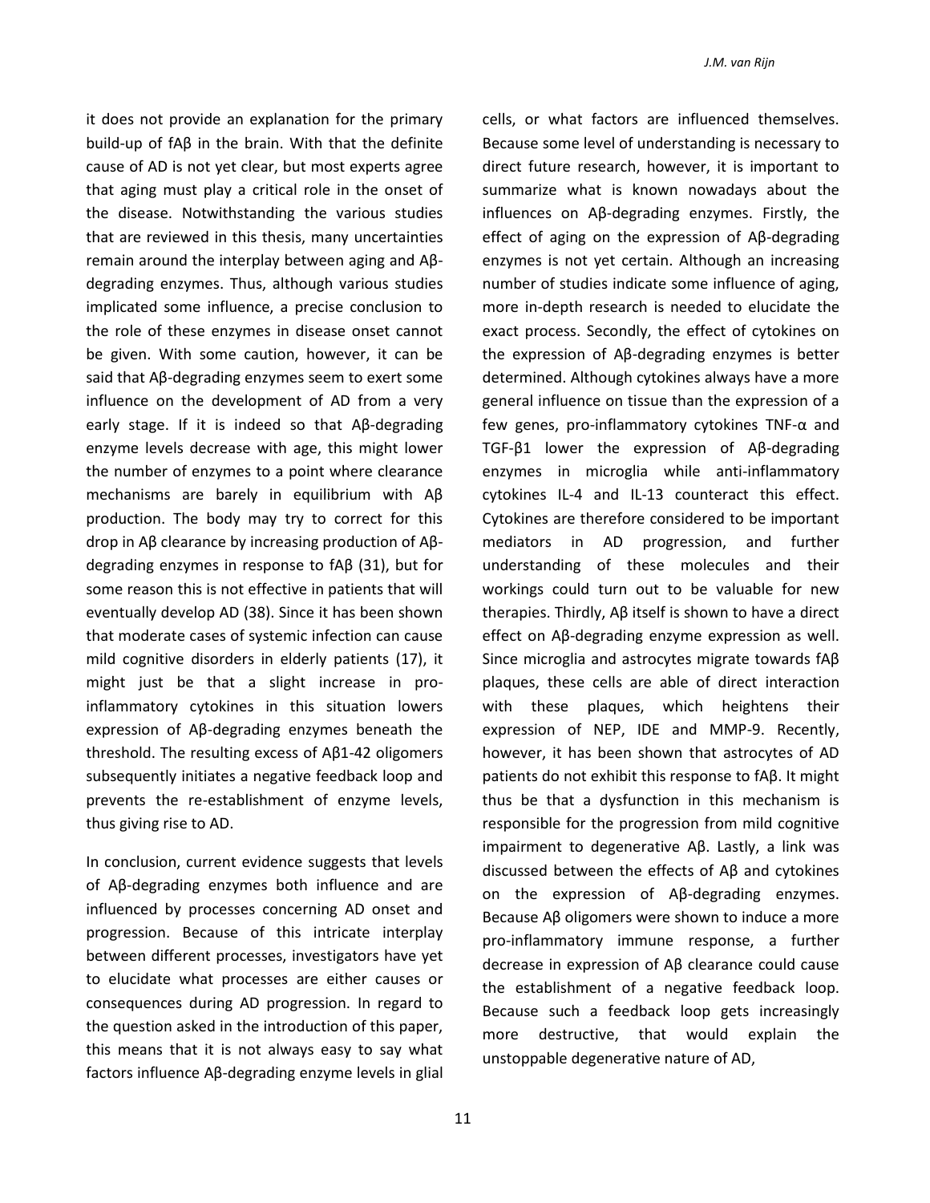it does not provide an explanation for the primary build-up of fAβ in the brain. With that the definite cause of AD is not yet clear, but most experts agree that aging must play a critical role in the onset of the disease. Notwithstanding the various studies that are reviewed in this thesis, many uncertainties remain around the interplay between aging and Aβ-degrading enzymes. Thus, although various studies implicated some influence, a precise conclusion to the role of these enzymes in disease onset cannot be given. With some caution, however, it can be said that Aβ-degrading enzymes seem to exert some influence on the development of AD from a very early stage. If it is indeed so that Aβ-degrading enzyme levels decrease with age, this might lower the number of enzymes to a point where clearance mechanisms are barely in equilibrium with Aβ production. The body may try to correct for this drop in Aβ clearance by increasing production of Aβ-degrading enzymes in response to fAβ (31), but for some reason this is not effective in patients that will eventually develop AD (38). Since it has been shown that moderate cases of systemic infection can cause mild cognitive disorders in elderly patients (17), it might just be that a slight increase in pro-inflammatory cytokines in this situation lowers expression of Aβ-degrading enzymes beneath the threshold. The resulting excess of Aβ1-42 oligomers subsequently initiates a negative feedback loop and prevents the re-establishment of enzyme levels, thus giving rise to AD.

In conclusion, current evidence suggests that levels of Aβ-degrading enzymes both influence and are influenced by processes concerning AD onset and progression. Because of this intricate interplay between different processes, investigators have yet to elucidate what processes are either causes or consequences during AD progression. In regard to the question asked in the introduction of this paper, this means that it is not always easy to say what factors influence Aβ-degrading enzyme levels in glial cells, or what factors are influenced themselves. Because some level of understanding is necessary to direct future research, however, it is important to summarize what is known nowadays about the influences on Aβ-degrading enzymes. Firstly, the effect of aging on the expression of Aβ-degrading enzymes is not yet certain. Although an increasing number of studies indicate some influence of aging, more in-depth research is needed to elucidate the exact process. Secondly, the effect of cytokines on the expression of Aβ-degrading enzymes is better determined. Although cytokines always have a more general influence on tissue than the expression of a few genes, pro-inflammatory cytokines TNF-α and TGF-β1 lower the expression of Aβ-degrading enzymes in microglia while anti-inflammatory cytokines IL-4 and IL-13 counteract this effect. Cytokines are therefore considered to be important mediators in AD progression, and further understanding of these molecules and their workings could turn out to be valuable for new therapies. Thirdly, Aβ itself is shown to have a direct effect on Aβ-degrading enzyme expression as well. Since microglia and astrocytes migrate towards fAβ plaques, these cells are able of direct interaction with these plaques, which heightens their expression of NEP, IDE and MMP-9. Recently, however, it has been shown that astrocytes of AD patients do not exhibit this response to fAβ. It might thus be that a dysfunction in this mechanism is responsible for the progression from mild cognitive impairment to degenerative Aβ. Lastly, a link was discussed between the effects of Aβ and cytokines on the expression of Aβ-degrading enzymes. Because Aβ oligomers were shown to induce a more pro-inflammatory immune response, a further decrease in expression of Aβ clearance could cause the establishment of a negative feedback loop. Because such a feedback loop gets increasingly more destructive, that would explain the unstoppable degenerative nature of AD,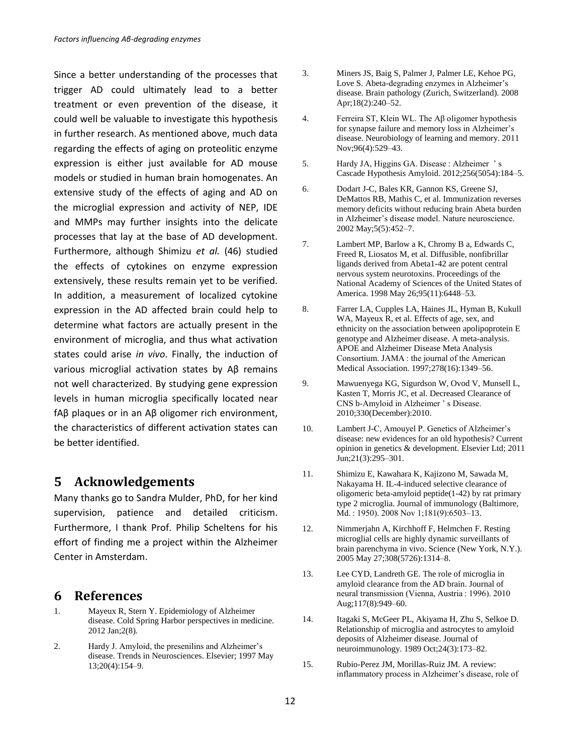Since a better understanding of the processes that trigger AD could ultimately lead to a better treatment or even prevention of the disease, it could well be valuable to investigate this hypothesis in further research. As mentioned above, much data regarding the effects of aging on proteolitic enzyme expression is either just available for AD mouse models or studied in human brain homogenates. An extensive study of the effects of aging and AD on the microglial expression and activity of NEP, IDE and MMPs may further insights into the delicate processes that lay at the base of AD development. Furthermore, although Shimizu *et al.* (46) studied the effects of cytokines on enzyme expression extensively, these results remain yet to be verified. In addition, a measurement of localized cytokine expression in the AD affected brain could help to determine what factors are actually present in the environment of microglia, and thus what activation states could arise *in vivo*. Finally, the induction of various microglial activation states by Aβ remains not well characterized. By studying gene expression levels in human microglia specifically located near fAβ plaques or in an Aβ oligomer rich environment, the characteristics of different activation states can be better identified.

# 5 Acknowledgements

Many thanks go to Sandra Mulder, PhD, for her kind supervision, patience and detailed criticism. Furthermore, I thank Prof. Philip Scheltens for his effort of finding me a project within the Alzheimer Center in Amsterdam.

# 6 References

1. Mayeux R, Stern Y. Epidemiology of Alzheimer disease. Cold Spring Harbor perspectives in medicine. 2012 Jan;2(8).
2. Hardy J. Amyloid, the presenilins and Alzheimer's disease. Trends in Neurosciences. Elsevier; 1997 May 13;20(4):154–9.
3. Miners JS, Baig S, Palmer J, Palmer LE, Kehoe PG, Love S. Abeta-degrading enzymes in Alzheimer's disease. Brain pathology (Zurich, Switzerland). 2008 Apr;18(2):240–52.
4. Ferreira ST, Klein WL. The Aβ oligomer hypothesis for synapse failure and memory loss in Alzheimer's disease. Neurobiology of learning and memory. 2011 Nov;96(4):529–43.
5. Hardy JA, Higgins GA. Disease : Alzheimer ' s Cascade Hypothesis Amyloid. 2012;256(5054):184–5.
6. Dodart J-C, Bales KR, Gannon KS, Greene SJ, DeMattos RB, Mathis C, et al. Immunization reverses memory deficits without reducing brain Abeta burden in Alzheimer's disease model. Nature neuroscience. 2002 May;5(5):452–7.
7. Lambert MP, Barlow a K, Chromy B a, Edwards C, Freed R, Liosatos M, et al. Diffusible, nonfibrillar ligands derived from Abeta1-42 are potent central nervous system neurotoxins. Proceedings of the National Academy of Sciences of the United States of America. 1998 May 26;95(11):6448–53.
8. Farrer LA, Cupples LA, Haines JL, Hyman B, Kukull WA, Mayeux R, et al. Effects of age, sex, and ethnicity on the association between apolipoprotein E genotype and Alzheimer disease. A meta-analysis. APOE and Alzheimer Disease Meta Analysis Consortium. JAMA : the journal of the American Medical Association. 1997;278(16):1349–56.
9. Mawuenyega KG, Sigurdson W, Ovod V, Munsell L, Kasten T, Morris JC, et al. Decreased Clearance of CNS b-Amyloid in Alzheimer ' s Disease. 2010;330(December):2010.
10. Lambert J-C, Amouyel P. Genetics of Alzheimer's disease: new evidences for an old hypothesis? Current opinion in genetics & development. Elsevier Ltd; 2011 Jun;21(3):295–301.
11. Shimizu E, Kawahara K, Kajizono M, Sawada M, Nakayama H. IL-4-induced selective clearance of oligomeric beta-amyloid peptide(1-42) by rat primary type 2 microglia. Journal of immunology (Baltimore, Md. : 1950). 2008 Nov 1;181(9):6503–13.
12. Nimmerjahn A, Kirchhoff F, Helmchen F. Resting microglial cells are highly dynamic surveillants of brain parenchyma in vivo. Science (New York, N.Y.). 2005 May 27;308(5726):1314–8.
13. Lee CYD, Landreth GE. The role of microglia in amyloid clearance from the AD brain. Journal of neural transmission (Vienna, Austria : 1996). 2010 Aug;117(8):949–60.
14. Itagaki S, McGeer PL, Akiyama H, Zhu S, Selkoe D. Relationship of microglia and astrocytes to amyloid deposits of Alzheimer disease. Journal of neuroimmunology. 1989 Oct;24(3):173–82.
15. Rubio-Perez JM, Morillas-Ruiz JM. A review: inflammatory process in Alzheimer's disease, role of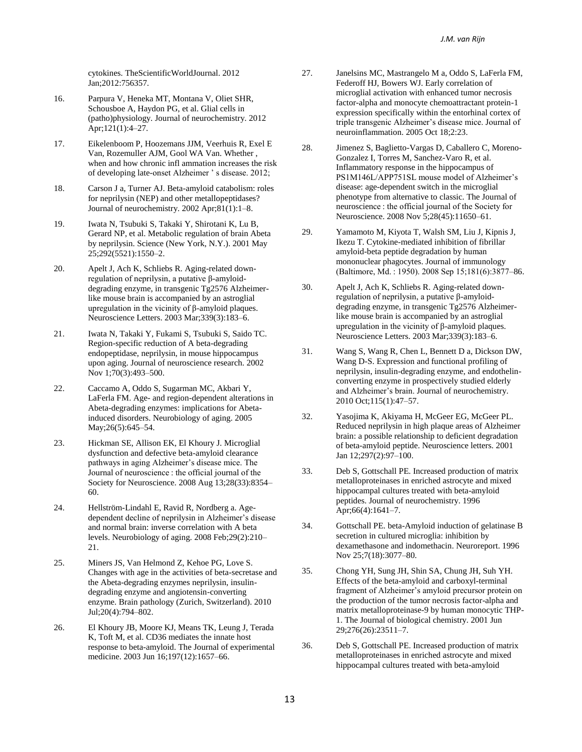cytokines. TheScientificWorldJournal. 2012 Jan;2012:756357.

16. Parpura V, Heneka MT, Montana V, Oliet SHR, Schousboe A, Haydon PG, et al. Glial cells in (patho)physiology. Journal of neurochemistry. 2012 Apr;121(1):4–27.

17. Eikelenboom P, Hoozemans JJM, Veerhuis R, Exel E Van, Rozemuller AJM, Gool WA Van. Whether , when and how chronic infl ammation increases the risk of developing late-onset Alzheimer ' s disease. 2012;

18. Carson J a, Turner AJ. Beta-amyloid catabolism: roles for neprilysin (NEP) and other metallopeptidases? Journal of neurochemistry. 2002 Apr;81(1):1–8.

19. Iwata N, Tsubuki S, Takaki Y, Shirotani K, Lu B, Gerard NP, et al. Metabolic regulation of brain Abeta by neprilysin. Science (New York, N.Y.). 2001 May 25;292(5521):1550–2.

20. Apelt J, Ach K, Schliebs R. Aging-related down-regulation of neprilysin, a putative β-amyloid-degrading enzyme, in transgenic Tg2576 Alzheimer-like mouse brain is accompanied by an astroglial upregulation in the vicinity of β-amyloid plaques. Neuroscience Letters. 2003 Mar;339(3):183–6.

21. Iwata N, Takaki Y, Fukami S, Tsubuki S, Saido TC. Region-specific reduction of A beta-degrading endopeptidase, neprilysin, in mouse hippocampus upon aging. Journal of neuroscience research. 2002 Nov 1;70(3):493–500.

22. Caccamo A, Oddo S, Sugarman MC, Akbari Y, LaFerla FM. Age- and region-dependent alterations in Abeta-degrading enzymes: implications for Abeta-induced disorders. Neurobiology of aging. 2005 May;26(5):645–54.

23. Hickman SE, Allison EK, El Khoury J. Microglial dysfunction and defective beta-amyloid clearance pathways in aging Alzheimer's disease mice. The Journal of neuroscience : the official journal of the Society for Neuroscience. 2008 Aug 13;28(33):8354–60.

24. Hellström-Lindahl E, Ravid R, Nordberg a. Age-dependent decline of neprilysin in Alzheimer's disease and normal brain: inverse correlation with A beta levels. Neurobiology of aging. 2008 Feb;29(2):210–21.

25. Miners JS, Van Helmond Z, Kehoe PG, Love S. Changes with age in the activities of beta-secretase and the Abeta-degrading enzymes neprilysin, insulin-degrading enzyme and angiotensin-converting enzyme. Brain pathology (Zurich, Switzerland). 2010 Jul;20(4):794–802.

26. El Khoury JB, Moore KJ, Means TK, Leung J, Terada K, Toft M, et al. CD36 mediates the innate host response to beta-amyloid. The Journal of experimental medicine. 2003 Jun 16;197(12):1657–66.

27. Janelsins MC, Mastrangelo M a, Oddo S, LaFerla FM, Federoff HJ, Bowers WJ. Early correlation of microglial activation with enhanced tumor necrosis factor-alpha and monocyte chemoattractant protein-1 expression specifically within the entorhinal cortex of triple transgenic Alzheimer's disease mice. Journal of neuroinflammation. 2005 Oct 18;2:23.

28. Jimenez S, Baglietto-Vargas D, Caballero C, Moreno-Gonzalez I, Torres M, Sanchez-Varo R, et al. Inflammatory response in the hippocampus of PS1M146L/APP751SL mouse model of Alzheimer's disease: age-dependent switch in the microglial phenotype from alternative to classic. The Journal of neuroscience : the official journal of the Society for Neuroscience. 2008 Nov 5;28(45):11650–61.

29. Yamamoto M, Kiyota T, Walsh SM, Liu J, Kipnis J, Ikezu T. Cytokine-mediated inhibition of fibrillar amyloid-beta peptide degradation by human mononuclear phagocytes. Journal of immunology (Baltimore, Md. : 1950). 2008 Sep 15;181(6):3877–86.

30. Apelt J, Ach K, Schliebs R. Aging-related down-regulation of neprilysin, a putative β-amyloid-degrading enzyme, in transgenic Tg2576 Alzheimer-like mouse brain is accompanied by an astroglial upregulation in the vicinity of β-amyloid plaques. Neuroscience Letters. 2003 Mar;339(3):183–6.

31. Wang S, Wang R, Chen L, Bennett D a, Dickson DW, Wang D-S. Expression and functional profiling of neprilysin, insulin-degrading enzyme, and endothelin-converting enzyme in prospectively studied elderly and Alzheimer's brain. Journal of neurochemistry. 2010 Oct;115(1):47–57.

32. Yasojima K, Akiyama H, McGeer EG, McGeer PL. Reduced neprilysin in high plaque areas of Alzheimer brain: a possible relationship to deficient degradation of beta-amyloid peptide. Neuroscience letters. 2001 Jan 12;297(2):97–100.

33. Deb S, Gottschall PE. Increased production of matrix metalloproteinases in enriched astrocyte and mixed hippocampal cultures treated with beta-amyloid peptides. Journal of neurochemistry. 1996 Apr;66(4):1641–7.

34. Gottschall PE. beta-Amyloid induction of gelatinase B secretion in cultured microglia: inhibition by dexamethasone and indomethacin. Neuroreport. 1996 Nov 25;7(18):3077–80.

35. Chong YH, Sung JH, Shin SA, Chung JH, Suh YH. Effects of the beta-amyloid and carboxyl-terminal fragment of Alzheimer's amyloid precursor protein on the production of the tumor necrosis factor-alpha and matrix metalloproteinase-9 by human monocytic THP-1. The Journal of biological chemistry. 2001 Jun 29;276(26):23511–7.

36. Deb S, Gottschall PE. Increased production of matrix metalloproteinases in enriched astrocyte and mixed hippocampal cultures treated with beta-amyloid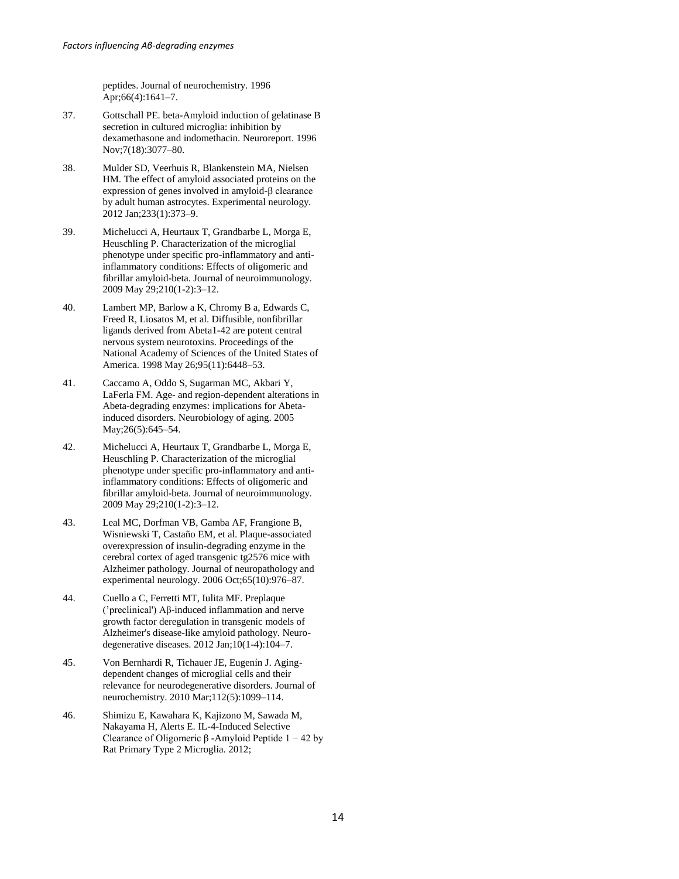peptides. Journal of neurochemistry. 1996 Apr;66(4):1641–7.

37. Gottschall PE. beta-Amyloid induction of gelatinase B secretion in cultured microglia: inhibition by dexamethasone and indomethacin. Neuroreport. 1996 Nov;7(18):3077–80.

38. Mulder SD, Veerhuis R, Blankenstein MA, Nielsen HM. The effect of amyloid associated proteins on the expression of genes involved in amyloid-β clearance by adult human astrocytes. Experimental neurology. 2012 Jan;233(1):373–9.

39. Michelucci A, Heurtaux T, Grandbarbe L, Morga E, Heuschling P. Characterization of the microglial phenotype under specific pro-inflammatory and anti-inflammatory conditions: Effects of oligomeric and fibrillar amyloid-beta. Journal of neuroimmunology. 2009 May 29;210(1-2):3–12.

40. Lambert MP, Barlow a K, Chromy B a, Edwards C, Freed R, Liosatos M, et al. Diffusible, nonfibrillar ligands derived from Abeta1-42 are potent central nervous system neurotoxins. Proceedings of the National Academy of Sciences of the United States of America. 1998 May 26;95(11):6448–53.

41. Caccamo A, Oddo S, Sugarman MC, Akbari Y, LaFerla FM. Age- and region-dependent alterations in Abeta-degrading enzymes: implications for Abeta-induced disorders. Neurobiology of aging. 2005 May;26(5):645–54.

42. Michelucci A, Heurtaux T, Grandbarbe L, Morga E, Heuschling P. Characterization of the microglial phenotype under specific pro-inflammatory and anti-inflammatory conditions: Effects of oligomeric and fibrillar amyloid-beta. Journal of neuroimmunology. 2009 May 29;210(1-2):3–12.

43. Leal MC, Dorfman VB, Gamba AF, Frangione B, Wisniewski T, Castaño EM, et al. Plaque-associated overexpression of insulin-degrading enzyme in the cerebral cortex of aged transgenic tg2576 mice with Alzheimer pathology. Journal of neuropathology and experimental neurology. 2006 Oct;65(10):976–87.

44. Cuello a C, Ferretti MT, Iulita MF. Preplaque ('preclinical') Aβ-induced inflammation and nerve growth factor deregulation in transgenic models of Alzheimer's disease-like amyloid pathology. Neuro-degenerative diseases. 2012 Jan;10(1-4):104–7.

45. Von Bernhardi R, Tichauer JE, Eugenín J. Aging-dependent changes of microglial cells and their relevance for neurodegenerative disorders. Journal of neurochemistry. 2010 Mar;112(5):1099–114.

46. Shimizu E, Kawahara K, Kajizono M, Sawada M, Nakayama H, Alerts E. IL-4-Induced Selective Clearance of Oligomeric β -Amyloid Peptide 1 − 42 by Rat Primary Type 2 Microglia. 2012;